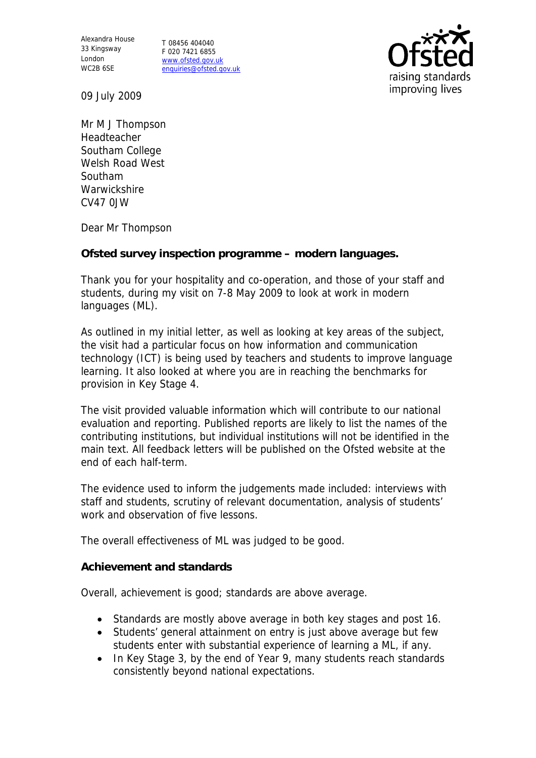Alexandra House
33 Kingsway
London
WC2B 6SE

T 08456 404040
F 020 7421 6855
www.ofsted.gov.uk
enquiries@ofsted.gov.uk

Ofsted
raising standards
improving lives

09 July 2009

Mr M J Thompson
Headteacher
Southam College
Welsh Road West
Southam
Warwickshire
CV47 0JW

Dear Mr Thompson

**Ofsted survey inspection programme – modern languages.**

Thank you for your hospitality and co-operation, and those of your staff and students, during my visit on 7-8 May 2009 to look at work in modern languages (ML).

As outlined in my initial letter, as well as looking at key areas of the subject, the visit had a particular focus on how information and communication technology (ICT) is being used by teachers and students to improve language learning. It also looked at where you are in reaching the benchmarks for provision in Key Stage 4.

The visit provided valuable information which will contribute to our national evaluation and reporting. Published reports are likely to list the names of the contributing institutions, but individual institutions will not be identified in the main text. All feedback letters will be published on the Ofsted website at the end of each half-term.

The evidence used to inform the judgements made included: interviews with staff and students, scrutiny of relevant documentation, analysis of students' work and observation of five lessons.

The overall effectiveness of ML was judged to be good.

**Achievement and standards**

Overall, achievement is good; standards are above average.

- Standards are mostly above average in both key stages and post 16.
- Students' general attainment on entry is just above average but few students enter with substantial experience of learning a ML, if any.
- In Key Stage 3, by the end of Year 9, many students reach standards consistently beyond national expectations.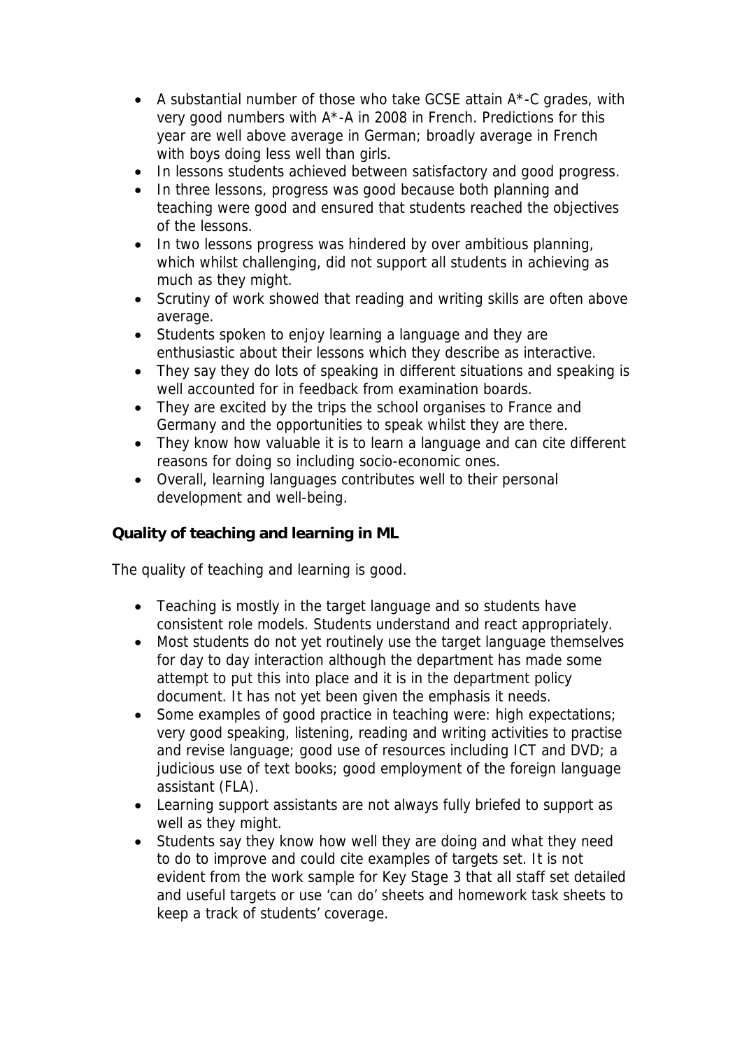- A substantial number of those who take GCSE attain A*-C grades, with very good numbers with A*-A in 2008 in French. Predictions for this year are well above average in German; broadly average in French with boys doing less well than girls.
- In lessons students achieved between satisfactory and good progress.
- In three lessons, progress was good because both planning and teaching were good and ensured that students reached the objectives of the lessons.
- In two lessons progress was hindered by over ambitious planning, which whilst challenging, did not support all students in achieving as much as they might.
- Scrutiny of work showed that reading and writing skills are often above average.
- Students spoken to enjoy learning a language and they are enthusiastic about their lessons which they describe as interactive.
- They say they do lots of speaking in different situations and speaking is well accounted for in feedback from examination boards.
- They are excited by the trips the school organises to France and Germany and the opportunities to speak whilst they are there.
- They know how valuable it is to learn a language and can cite different reasons for doing so including socio-economic ones.
- Overall, learning languages contributes well to their personal development and well-being.

**Quality of teaching and learning in ML**

The quality of teaching and learning is good.

- Teaching is mostly in the target language and so students have consistent role models. Students understand and react appropriately.
- Most students do not yet routinely use the target language themselves for day to day interaction although the department has made some attempt to put this into place and it is in the department policy document. It has not yet been given the emphasis it needs.
- Some examples of good practice in teaching were: high expectations; very good speaking, listening, reading and writing activities to practise and revise language; good use of resources including ICT and DVD; a judicious use of text books; good employment of the foreign language assistant (FLA).
- Learning support assistants are not always fully briefed to support as well as they might.
- Students say they know how well they are doing and what they need to do to improve and could cite examples of targets set. It is not evident from the work sample for Key Stage 3 that all staff set detailed and useful targets or use 'can do' sheets and homework task sheets to keep a track of students' coverage.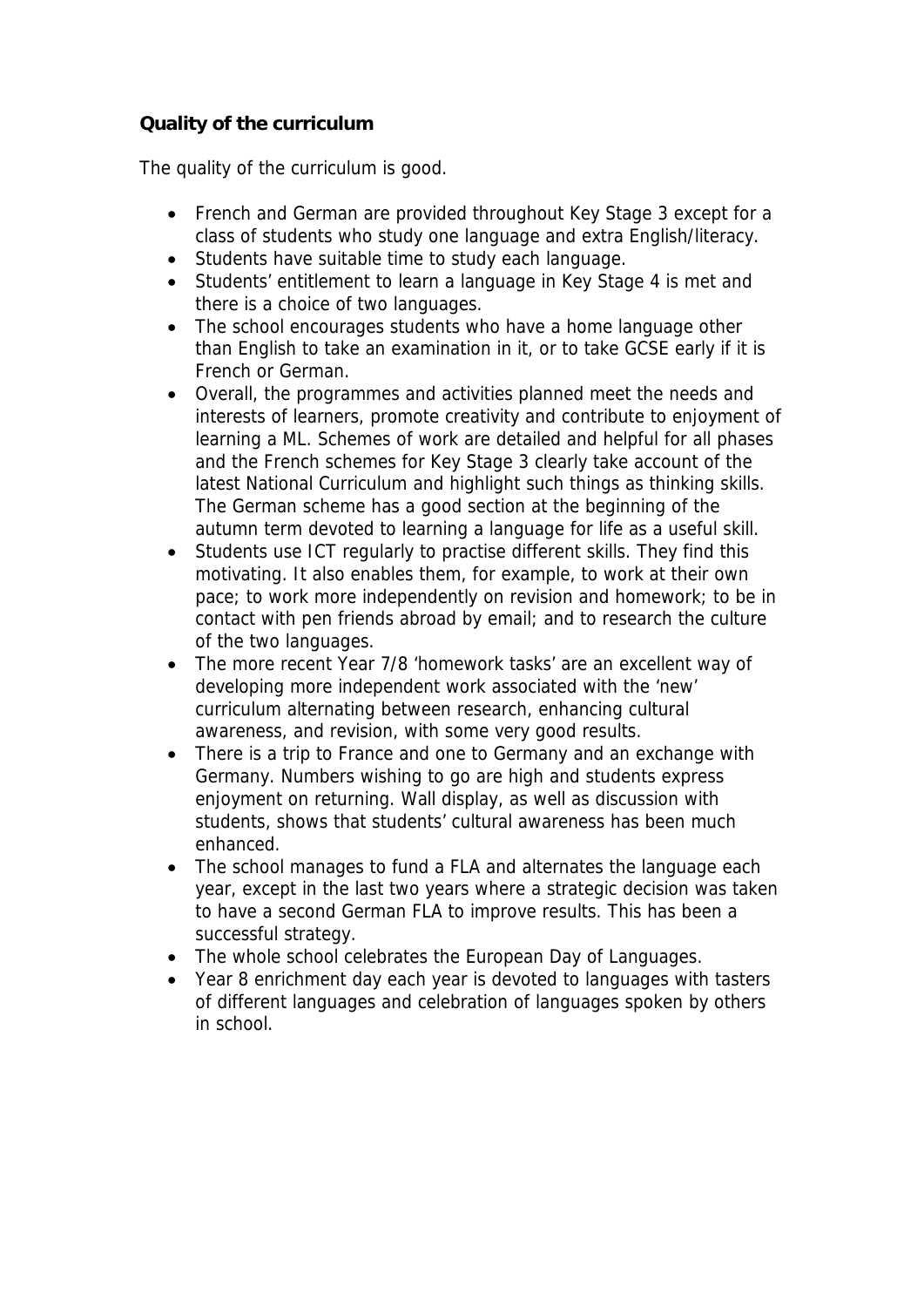**Quality of the curriculum**

The quality of the curriculum is good.

- French and German are provided throughout Key Stage 3 except for a class of students who study one language and extra English/literacy.
- Students have suitable time to study each language.
- Students' entitlement to learn a language in Key Stage 4 is met and there is a choice of two languages.
- The school encourages students who have a home language other than English to take an examination in it, or to take GCSE early if it is French or German.
- Overall, the programmes and activities planned meet the needs and interests of learners, promote creativity and contribute to enjoyment of learning a ML. Schemes of work are detailed and helpful for all phases and the French schemes for Key Stage 3 clearly take account of the latest National Curriculum and highlight such things as thinking skills. The German scheme has a good section at the beginning of the autumn term devoted to learning a language for life as a useful skill.
- Students use ICT regularly to practise different skills. They find this motivating. It also enables them, for example, to work at their own pace; to work more independently on revision and homework; to be in contact with pen friends abroad by email; and to research the culture of the two languages.
- The more recent Year 7/8 'homework tasks' are an excellent way of developing more independent work associated with the 'new' curriculum alternating between research, enhancing cultural awareness, and revision, with some very good results.
- There is a trip to France and one to Germany and an exchange with Germany. Numbers wishing to go are high and students express enjoyment on returning. Wall display, as well as discussion with students, shows that students' cultural awareness has been much enhanced.
- The school manages to fund a FLA and alternates the language each year, except in the last two years where a strategic decision was taken to have a second German FLA to improve results. This has been a successful strategy.
- The whole school celebrates the European Day of Languages.
- Year 8 enrichment day each year is devoted to languages with tasters of different languages and celebration of languages spoken by others in school.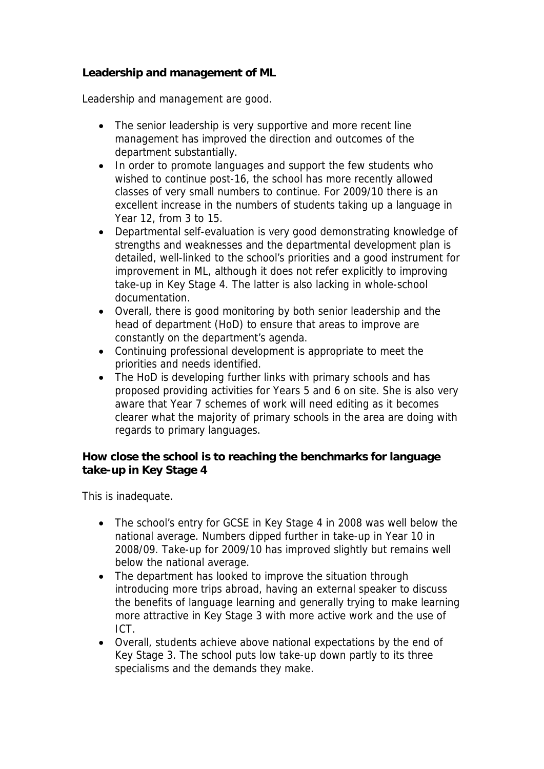**Leadership and management of ML**

Leadership and management are good.

- The senior leadership is very supportive and more recent line management has improved the direction and outcomes of the department substantially.
- In order to promote languages and support the few students who wished to continue post-16, the school has more recently allowed classes of very small numbers to continue. For 2009/10 there is an excellent increase in the numbers of students taking up a language in Year 12, from 3 to 15.
- Departmental self-evaluation is very good demonstrating knowledge of strengths and weaknesses and the departmental development plan is detailed, well-linked to the school's priorities and a good instrument for improvement in ML, although it does not refer explicitly to improving take-up in Key Stage 4. The latter is also lacking in whole-school documentation.
- Overall, there is good monitoring by both senior leadership and the head of department (HoD) to ensure that areas to improve are constantly on the department's agenda.
- Continuing professional development is appropriate to meet the priorities and needs identified.
- The HoD is developing further links with primary schools and has proposed providing activities for Years 5 and 6 on site. She is also very aware that Year 7 schemes of work will need editing as it becomes clearer what the majority of primary schools in the area are doing with regards to primary languages.

**How close the school is to reaching the benchmarks for language take-up in Key Stage 4**

This is inadequate.

- The school's entry for GCSE in Key Stage 4 in 2008 was well below the national average. Numbers dipped further in take-up in Year 10 in 2008/09. Take-up for 2009/10 has improved slightly but remains well below the national average.
- The department has looked to improve the situation through introducing more trips abroad, having an external speaker to discuss the benefits of language learning and generally trying to make learning more attractive in Key Stage 3 with more active work and the use of ICT.
- Overall, students achieve above national expectations by the end of Key Stage 3. The school puts low take-up down partly to its three specialisms and the demands they make.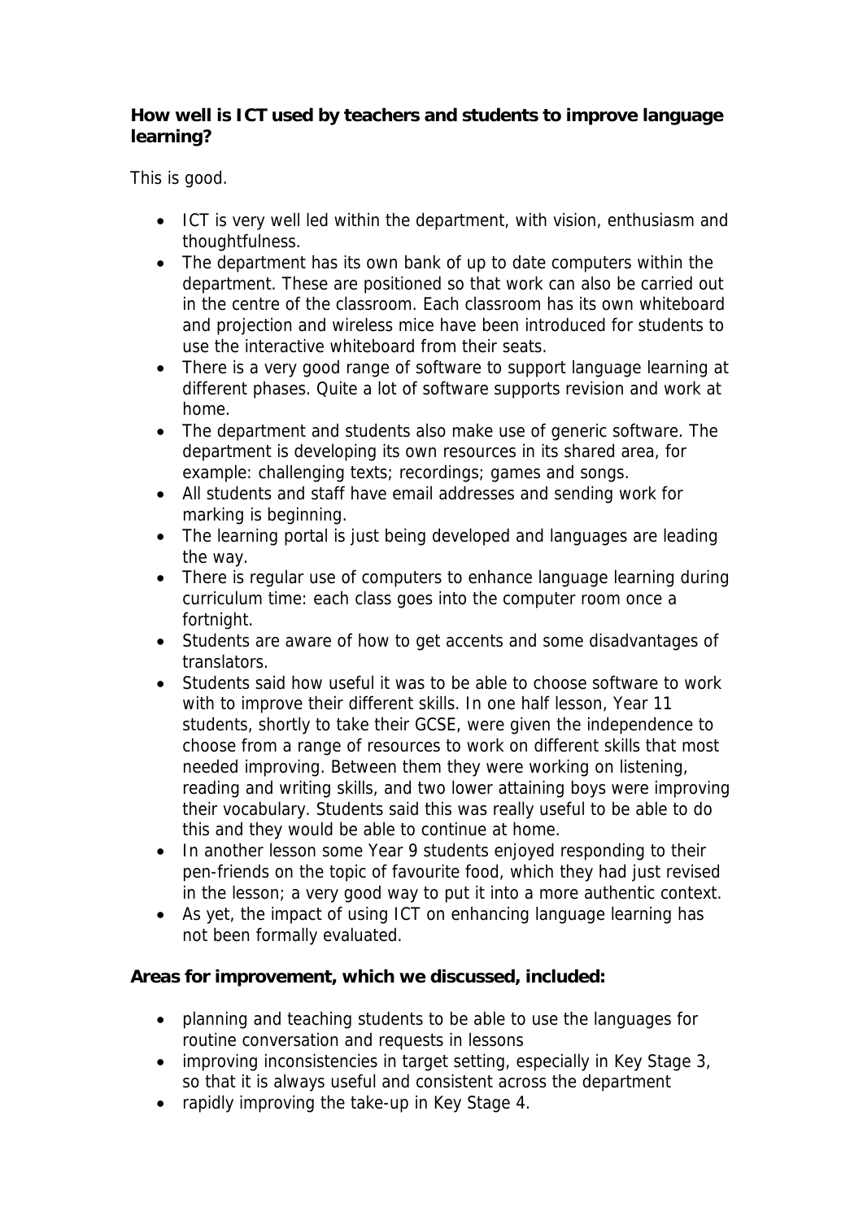**How well is ICT used by teachers and students to improve language learning?**

This is good.

- ICT is very well led within the department, with vision, enthusiasm and thoughtfulness.
- The department has its own bank of up to date computers within the department. These are positioned so that work can also be carried out in the centre of the classroom. Each classroom has its own whiteboard and projection and wireless mice have been introduced for students to use the interactive whiteboard from their seats.
- There is a very good range of software to support language learning at different phases. Quite a lot of software supports revision and work at home.
- The department and students also make use of generic software. The department is developing its own resources in its shared area, for example: challenging texts; recordings; games and songs.
- All students and staff have email addresses and sending work for marking is beginning.
- The learning portal is just being developed and languages are leading the way.
- There is regular use of computers to enhance language learning during curriculum time: each class goes into the computer room once a fortnight.
- Students are aware of how to get accents and some disadvantages of translators.
- Students said how useful it was to be able to choose software to work with to improve their different skills. In one half lesson, Year 11 students, shortly to take their GCSE, were given the independence to choose from a range of resources to work on different skills that most needed improving. Between them they were working on listening, reading and writing skills, and two lower attaining boys were improving their vocabulary. Students said this was really useful to be able to do this and they would be able to continue at home.
- In another lesson some Year 9 students enjoyed responding to their pen-friends on the topic of favourite food, which they had just revised in the lesson; a very good way to put it into a more authentic context.
- As yet, the impact of using ICT on enhancing language learning has not been formally evaluated.

**Areas for improvement, which we discussed, included:**

- planning and teaching students to be able to use the languages for routine conversation and requests in lessons
- improving inconsistencies in target setting, especially in Key Stage 3, so that it is always useful and consistent across the department
- rapidly improving the take-up in Key Stage 4.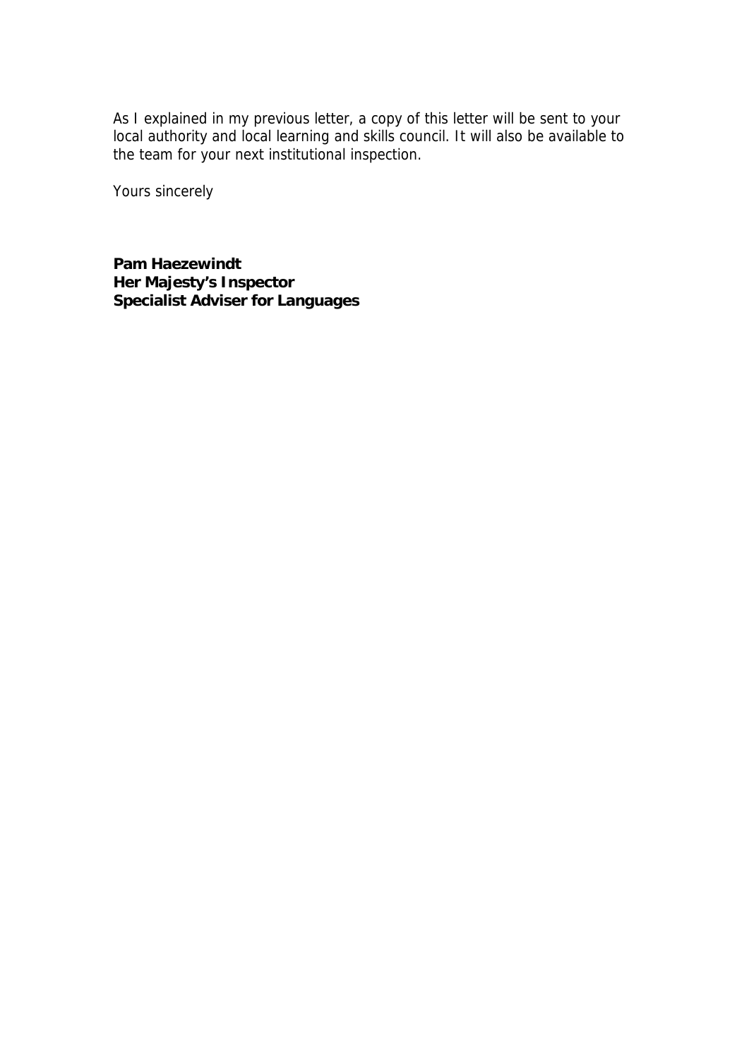As I explained in my previous letter, a copy of this letter will be sent to your local authority and local learning and skills council. It will also be available to the team for your next institutional inspection.

Yours sincerely

**Pam Haezewindt**
**Her Majesty's Inspector**
**Specialist Adviser for Languages**